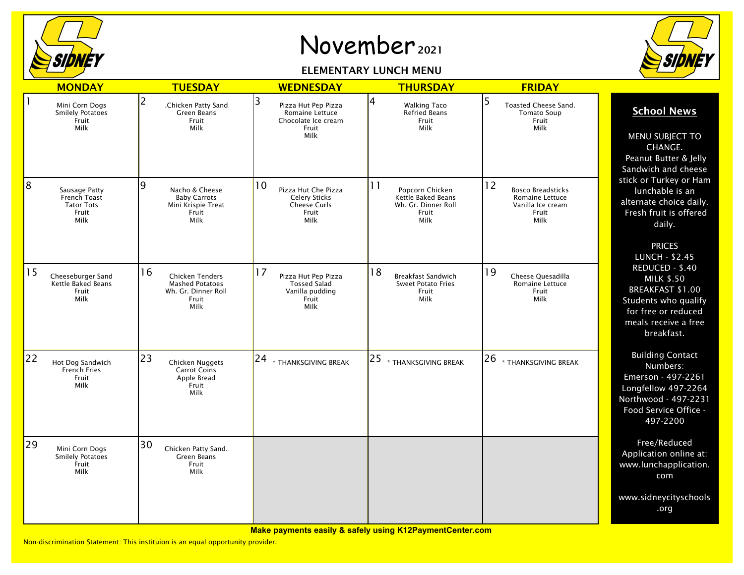# November 2021

## ELEMENTARY LUNCH MENU

| MONDAY | TUESDAY | WEDNESDAY | THURSDAY | FRIDAY |
|---|---|---|---|---|
| 1<br>Mini Corn Dogs<br>Smilely Potatoes<br>Fruit<br>Milk | 2<br>.Chicken Patty Sand<br>Green Beans<br>Fruit<br>Milk | 3<br>Pizza Hut Pep Pizza<br>Romaine Lettuce<br>Chocolate Ice cream<br>Fruit<br>Milk | 4<br>Walking Taco<br>Refried Beans<br>Fruit<br>Milk | 5<br>Toasted Cheese Sand.<br>Tomato Soup<br>Fruit<br>Milk |
| 8<br>Sausage Patty<br>French Toast<br>Tator Tots<br>Fruit<br>Milk | 9<br>Nacho & Cheese<br>Baby Carrots<br>Mini Krispie Treat<br>Fruit<br>Milk | 10<br>Pizza Hut Che Pizza<br>Celery Sticks<br>Cheese Curls<br>Fruit<br>Milk | 11<br>Popcorn Chicken<br>Kettle Baked Beans<br>Wh. Gr. Dinner Roll<br>Fruit<br>Milk | 12<br>Bosco Breadsticks<br>Romaine Lettuce<br>Vanilla Ice cream<br>Fruit<br>Milk |
| 15<br>Cheeseburger Sand<br>Kettle Baked Beans<br>Fruit<br>Milk | 16<br>Chicken Tenders<br>Mashed Potatoes<br>Wh. Gr. Dinner Roll<br>Fruit<br>Milk | 17<br>Pizza Hut Pep Pizza<br>Tossed Salad<br>Vanilla pudding<br>Fruit<br>Milk | 18<br>Breakfast Sandwich<br>Sweet Potato Fries<br>Fruit<br>Milk | 19<br>Cheese Quesadilla<br>Romaine Lettuce<br>Fruit<br>Milk |
| 22<br>Hot Dog Sandwich<br>French Fries<br>Fruit<br>Milk | 23<br>Chicken Nuggets<br>Carrot Coins<br>Apple Bread<br>Fruit<br>Milk | 24<br>* THANKSGIVING BREAK | 25<br>* THANKSGIVING BREAK | 26<br>* THANKSGIVING BREAK |
| 29<br>Mini Corn Dogs<br>Smilely Potatoes<br>Fruit<br>Milk | 30<br>Chicken Patty Sand.<br>Green Beans<br>Fruit<br>Milk | | | |

## School News

MENU SUBJECT TO CHANGE.
Peanut Butter & Jelly Sandwich and cheese stick or Turkey or Ham lunchable is an alternate choice daily. Fresh fruit is offered daily.

PRICES
LUNCH - $2.45
REDUCED - $.40
MILK $.50
BREAKFAST $1.00
Students who qualify for free or reduced meals receive a free breakfast.

Building Contact Numbers:
Emerson - 497-2261
Longfellow 497-2264
Northwood - 497-2231
Food Service Office - 497-2200

Free/Reduced Application online at: www.lunchapplication.com

www.sidneycityschools.org

**Make payments easily & safely using K12PaymentCenter.com**

Non-discrimination Statement: This instituion is an equal opportunity provider.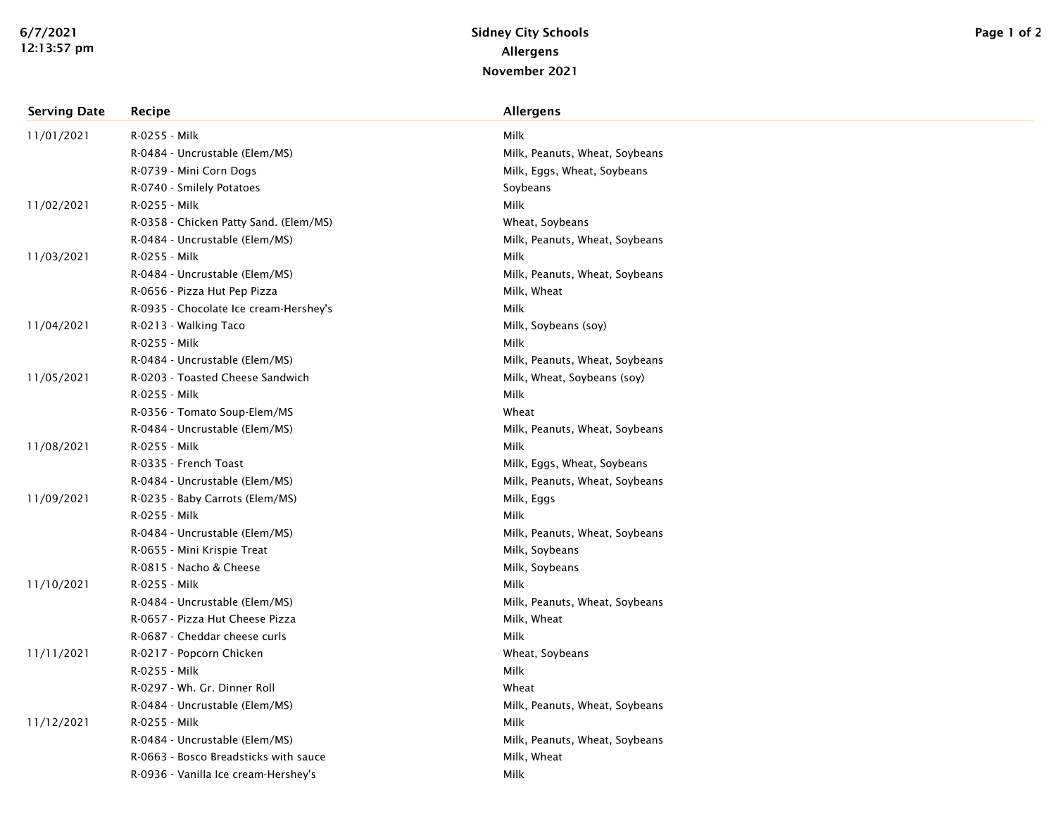# Sidney City Schools
## Allergens
### November 2021

| Serving Date | Recipe | Allergens |
|---|---|---|
| 11/01/2021 | R-0255 - Milk | Milk |
| | R-0484 - Uncrustable (Elem/MS) | Milk, Peanuts, Wheat, Soybeans |
| | R-0739 - Mini Corn Dogs | Milk, Eggs, Wheat, Soybeans |
| | R-0740 - Smilely Potatoes | Soybeans |
| 11/02/2021 | R-0255 - Milk | Milk |
| | R-0358 - Chicken Patty Sand. (Elem/MS) | Wheat, Soybeans |
| | R-0484 - Uncrustable (Elem/MS) | Milk, Peanuts, Wheat, Soybeans |
| 11/03/2021 | R-0255 - Milk | Milk |
| | R-0484 - Uncrustable (Elem/MS) | Milk, Peanuts, Wheat, Soybeans |
| | R-0656 - Pizza Hut Pep Pizza | Milk, Wheat |
| | R-0935 - Chocolate Ice cream-Hershey's | Milk |
| 11/04/2021 | R-0213 - Walking Taco | Milk, Soybeans (soy) |
| | R-0255 - Milk | Milk |
| | R-0484 - Uncrustable (Elem/MS) | Milk, Peanuts, Wheat, Soybeans |
| 11/05/2021 | R-0203 - Toasted Cheese Sandwich | Milk, Wheat, Soybeans (soy) |
| | R-0255 - Milk | Milk |
| | R-0356 - Tomato Soup-Elem/MS | Wheat |
| | R-0484 - Uncrustable (Elem/MS) | Milk, Peanuts, Wheat, Soybeans |
| 11/08/2021 | R-0255 - Milk | Milk |
| | R-0335 - French Toast | Milk, Eggs, Wheat, Soybeans |
| | R-0484 - Uncrustable (Elem/MS) | Milk, Peanuts, Wheat, Soybeans |
| 11/09/2021 | R-0235 - Baby Carrots (Elem/MS) | Milk, Eggs |
| | R-0255 - Milk | Milk |
| | R-0484 - Uncrustable (Elem/MS) | Milk, Peanuts, Wheat, Soybeans |
| | R-0655 - Mini Krispie Treat | Milk, Soybeans |
| | R-0815 - Nacho & Cheese | Milk, Soybeans |
| 11/10/2021 | R-0255 - Milk | Milk |
| | R-0484 - Uncrustable (Elem/MS) | Milk, Peanuts, Wheat, Soybeans |
| | R-0657 - Pizza Hut Cheese Pizza | Milk, Wheat |
| | R-0687 - Cheddar cheese curls | Milk |
| 11/11/2021 | R-0217 - Popcorn Chicken | Wheat, Soybeans |
| | R-0255 - Milk | Milk |
| | R-0297 - Wh. Gr. Dinner Roll | Wheat |
| | R-0484 - Uncrustable (Elem/MS) | Milk, Peanuts, Wheat, Soybeans |
| 11/12/2021 | R-0255 - Milk | Milk |
| | R-0484 - Uncrustable (Elem/MS) | Milk, Peanuts, Wheat, Soybeans |
| | R-0663 - Bosco Breadsticks with sauce | Milk, Wheat |
| | R-0936 - Vanilla Ice cream-Hershey's | Milk |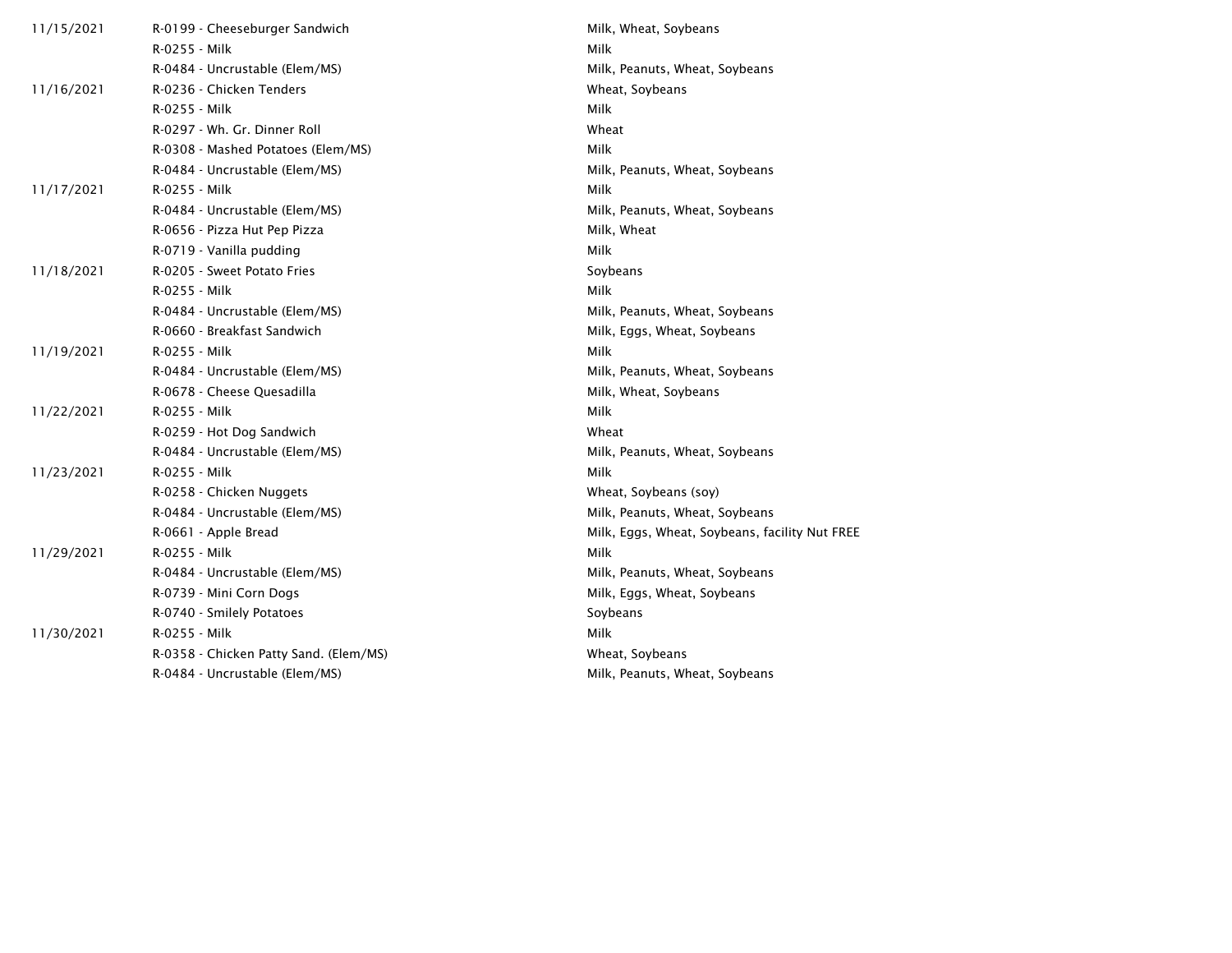| | | |
|---|---|---|
| 11/15/2021 | R-0199 - Cheeseburger Sandwich | Milk, Wheat, Soybeans |
| | R-0255 - Milk | Milk |
| | R-0484 - Uncrustable (Elem/MS) | Milk, Peanuts, Wheat, Soybeans |
| 11/16/2021 | R-0236 - Chicken Tenders | Wheat, Soybeans |
| | R-0255 - Milk | Milk |
| | R-0297 - Wh. Gr. Dinner Roll | Wheat |
| | R-0308 - Mashed Potatoes (Elem/MS) | Milk |
| | R-0484 - Uncrustable (Elem/MS) | Milk, Peanuts, Wheat, Soybeans |
| 11/17/2021 | R-0255 - Milk | Milk |
| | R-0484 - Uncrustable (Elem/MS) | Milk, Peanuts, Wheat, Soybeans |
| | R-0656 - Pizza Hut Pep Pizza | Milk, Wheat |
| | R-0719 - Vanilla pudding | Milk |
| 11/18/2021 | R-0205 - Sweet Potato Fries | Soybeans |
| | R-0255 - Milk | Milk |
| | R-0484 - Uncrustable (Elem/MS) | Milk, Peanuts, Wheat, Soybeans |
| | R-0660 - Breakfast Sandwich | Milk, Eggs, Wheat, Soybeans |
| 11/19/2021 | R-0255 - Milk | Milk |
| | R-0484 - Uncrustable (Elem/MS) | Milk, Peanuts, Wheat, Soybeans |
| | R-0678 - Cheese Quesadilla | Milk, Wheat, Soybeans |
| 11/22/2021 | R-0255 - Milk | Milk |
| | R-0259 - Hot Dog Sandwich | Wheat |
| | R-0484 - Uncrustable (Elem/MS) | Milk, Peanuts, Wheat, Soybeans |
| 11/23/2021 | R-0255 - Milk | Milk |
| | R-0258 - Chicken Nuggets | Wheat, Soybeans (soy) |
| | R-0484 - Uncrustable (Elem/MS) | Milk, Peanuts, Wheat, Soybeans |
| | R-0661 - Apple Bread | Milk, Eggs, Wheat, Soybeans, facility Nut FREE |
| 11/29/2021 | R-0255 - Milk | Milk |
| | R-0484 - Uncrustable (Elem/MS) | Milk, Peanuts, Wheat, Soybeans |
| | R-0739 - Mini Corn Dogs | Milk, Eggs, Wheat, Soybeans |
| | R-0740 - Smilely Potatoes | Soybeans |
| 11/30/2021 | R-0255 - Milk | Milk |
| | R-0358 - Chicken Patty Sand. (Elem/MS) | Wheat, Soybeans |
| | R-0484 - Uncrustable (Elem/MS) | Milk, Peanuts, Wheat, Soybeans |